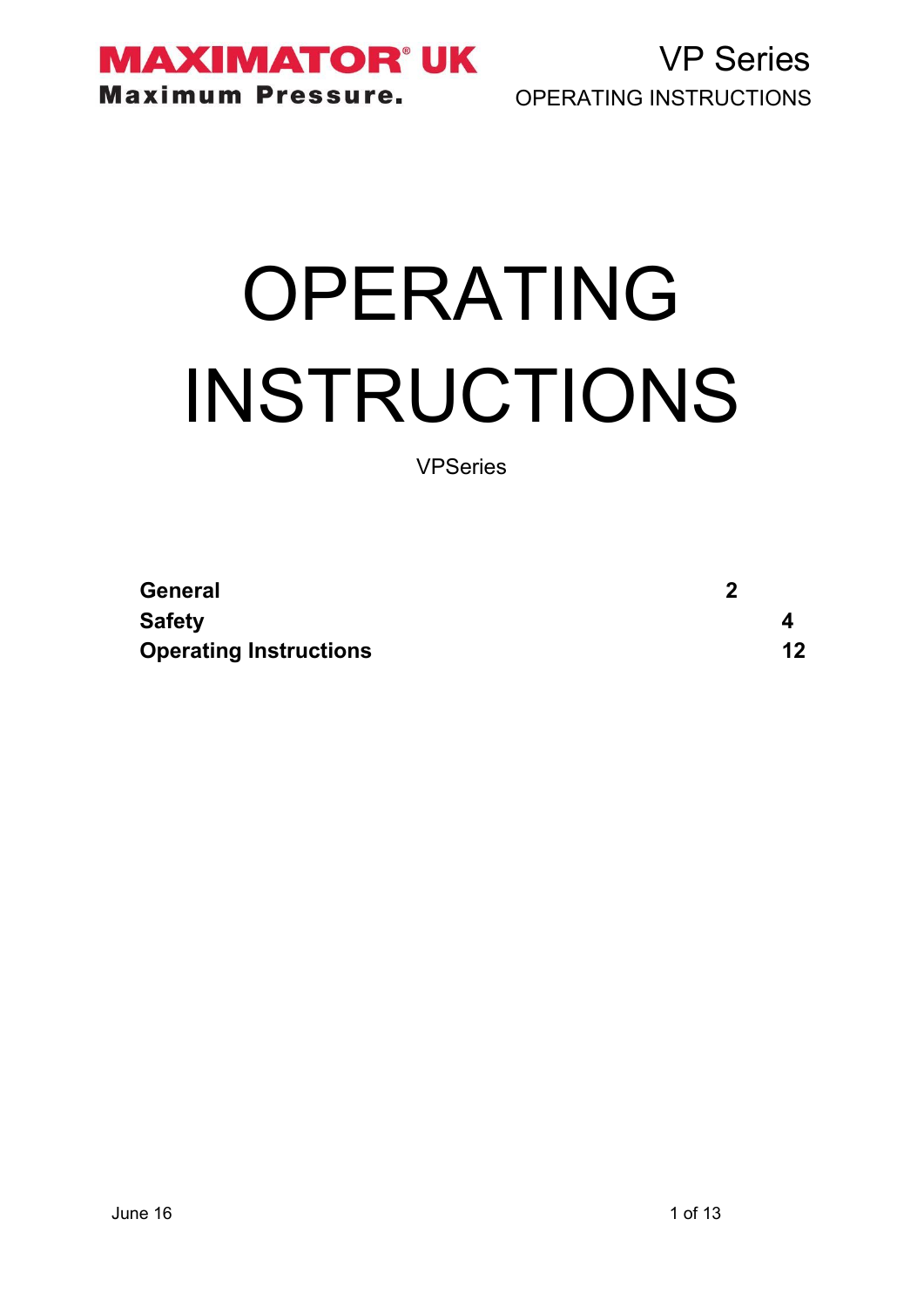# OPERATING INSTRUCTIONS

VPSeries

| | |
|---|---|
| **General** | **2** |
| **Safety** | **4** |
| **Operating Instructions** | **12** |

June 16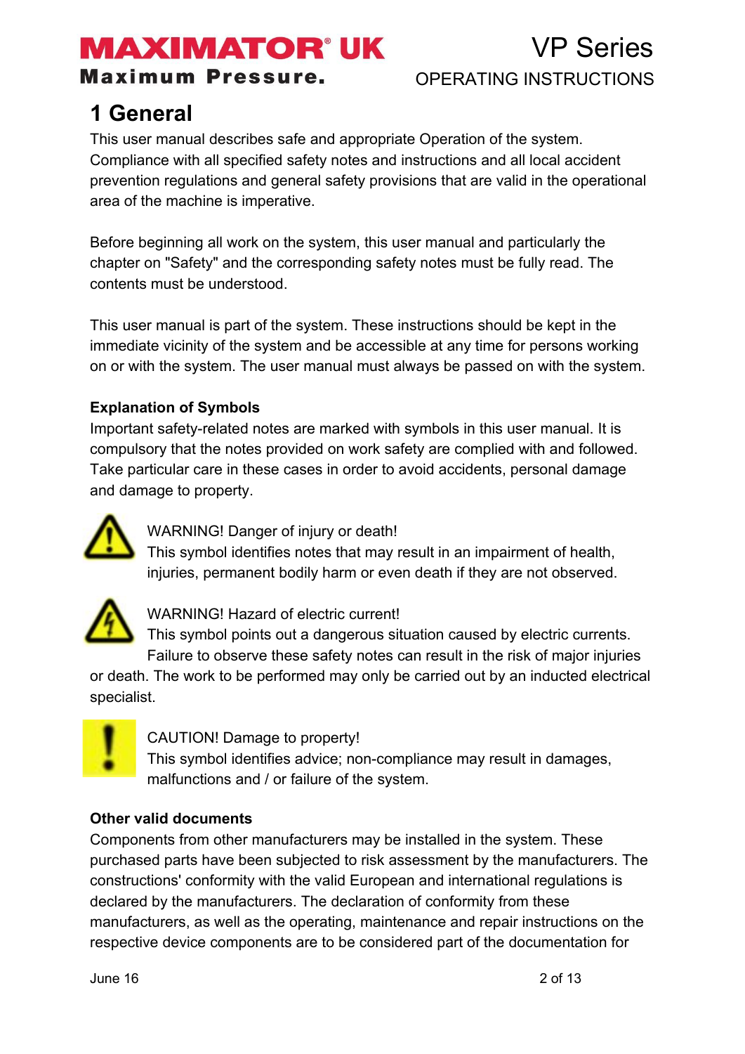# 1 General

This user manual describes safe and appropriate Operation of the system. Compliance with all specified safety notes and instructions and all local accident prevention regulations and general safety provisions that are valid in the operational area of the machine is imperative.

Before beginning all work on the system, this user manual and particularly the chapter on "Safety" and the corresponding safety notes must be fully read. The contents must be understood.

This user manual is part of the system. These instructions should be kept in the immediate vicinity of the system and be accessible at any time for persons working on or with the system. The user manual must always be passed on with the system.

**Explanation of Symbols**

Important safety-related notes are marked with symbols in this user manual. It is compulsory that the notes provided on work safety are complied with and followed. Take particular care in these cases in order to avoid accidents, personal damage and damage to property.

WARNING! Danger of injury or death!
This symbol identifies notes that may result in an impairment of health, injuries, permanent bodily harm or even death if they are not observed.

WARNING! Hazard of electric current!
This symbol points out a dangerous situation caused by electric currents. Failure to observe these safety notes can result in the risk of major injuries or death. The work to be performed may only be carried out by an inducted electrical specialist.

CAUTION! Damage to property!
This symbol identifies advice; non-compliance may result in damages, malfunctions and / or failure of the system.

**Other valid documents**

Components from other manufacturers may be installed in the system. These purchased parts have been subjected to risk assessment by the manufacturers. The constructions' conformity with the valid European and international regulations is declared by the manufacturers. The declaration of conformity from these manufacturers, as well as the operating, maintenance and repair instructions on the respective device components are to be considered part of the documentation for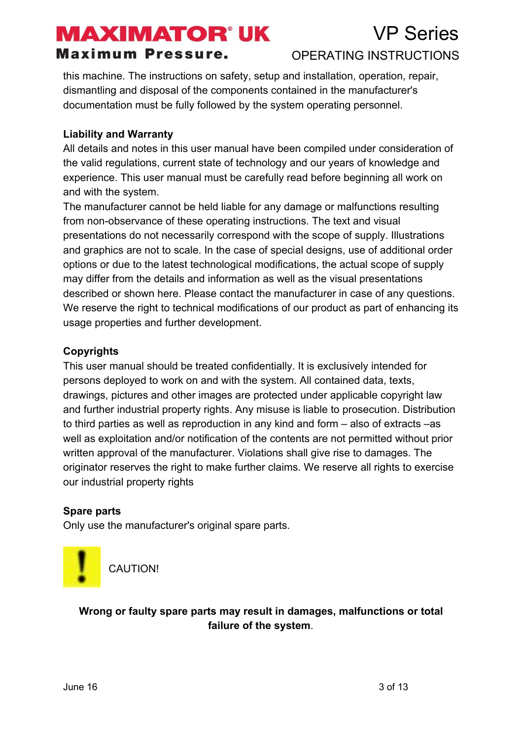this machine. The instructions on safety, setup and installation, operation, repair, dismantling and disposal of the components contained in the manufacturer's documentation must be fully followed by the system operating personnel.

**Liability and Warranty**

All details and notes in this user manual have been compiled under consideration of the valid regulations, current state of technology and our years of knowledge and experience. This user manual must be carefully read before beginning all work on and with the system.

The manufacturer cannot be held liable for any damage or malfunctions resulting from non-observance of these operating instructions. The text and visual presentations do not necessarily correspond with the scope of supply. Illustrations and graphics are not to scale. In the case of special designs, use of additional order options or due to the latest technological modifications, the actual scope of supply may differ from the details and information as well as the visual presentations described or shown here. Please contact the manufacturer in case of any questions. We reserve the right to technical modifications of our product as part of enhancing its usage properties and further development.

**Copyrights**

This user manual should be treated confidentially. It is exclusively intended for persons deployed to work on and with the system. All contained data, texts, drawings, pictures and other images are protected under applicable copyright law and further industrial property rights. Any misuse is liable to prosecution. Distribution to third parties as well as reproduction in any kind and form – also of extracts –as well as exploitation and/or notification of the contents are not permitted without prior written approval of the manufacturer. Violations shall give rise to damages. The originator reserves the right to make further claims. We reserve all rights to exercise our industrial property rights

**Spare parts**

Only use the manufacturer's original spare parts.

CAUTION!

**Wrong or faulty spare parts may result in damages, malfunctions or total failure of the system**.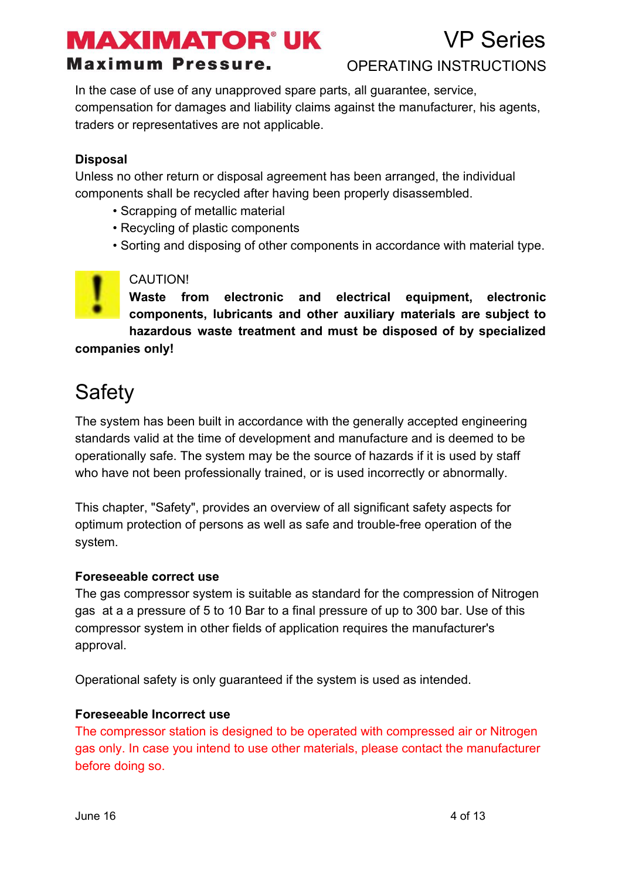In the case of use of any unapproved spare parts, all guarantee, service, compensation for damages and liability claims against the manufacturer, his agents, traders or representatives are not applicable.

**Disposal**

Unless no other return or disposal agreement has been arranged, the individual components shall be recycled after having been properly disassembled.

- Scrapping of metallic material
- Recycling of plastic components
- Sorting and disposing of other components in accordance with material type.

CAUTION!

**Waste from electronic and electrical equipment, electronic components, lubricants and other auxiliary materials are subject to hazardous waste treatment and must be disposed of by specialized companies only!**

# Safety

The system has been built in accordance with the generally accepted engineering standards valid at the time of development and manufacture and is deemed to be operationally safe. The system may be the source of hazards if it is used by staff who have not been professionally trained, or is used incorrectly or abnormally.

This chapter, "Safety", provides an overview of all significant safety aspects for optimum protection of persons as well as safe and trouble-free operation of the system.

**Foreseeable correct use**

The gas compressor system is suitable as standard for the compression of Nitrogen gas at a a pressure of 5 to 10 Bar to a final pressure of up to 300 bar. Use of this compressor system in other fields of application requires the manufacturer's approval.

Operational safety is only guaranteed if the system is used as intended.

**Foreseeable Incorrect use**

The compressor station is designed to be operated with compressed air or Nitrogen gas only. In case you intend to use other materials, please contact the manufacturer before doing so.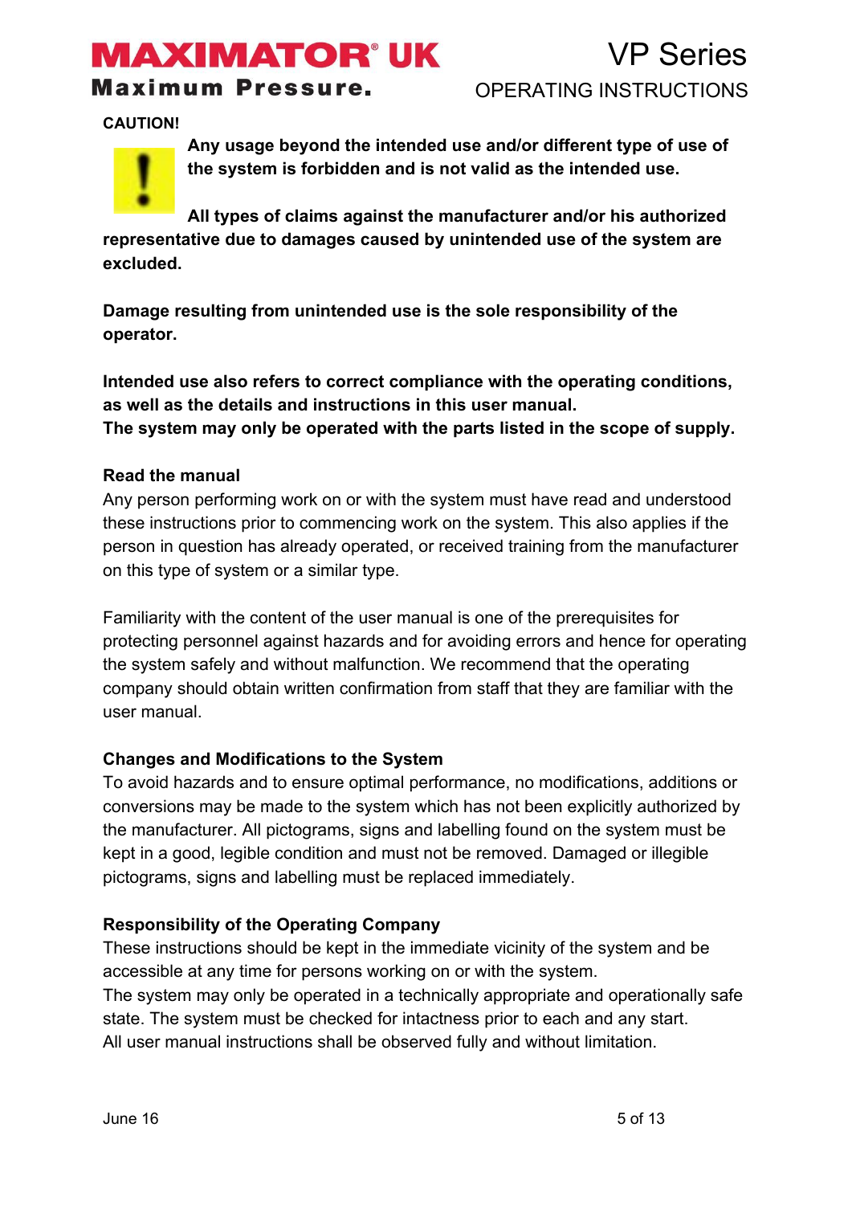**CAUTION!**

**Any usage beyond the intended use and/or different type of use of the system is forbidden and is not valid as the intended use.**

**All types of claims against the manufacturer and/or his authorized representative due to damages caused by unintended use of the system are excluded.**

**Damage resulting from unintended use is the sole responsibility of the operator.**

**Intended use also refers to correct compliance with the operating conditions, as well as the details and instructions in this user manual.**
**The system may only be operated with the parts listed in the scope of supply.**

### Read the manual

Any person performing work on or with the system must have read and understood these instructions prior to commencing work on the system. This also applies if the person in question has already operated, or received training from the manufacturer on this type of system or a similar type.

Familiarity with the content of the user manual is one of the prerequisites for protecting personnel against hazards and for avoiding errors and hence for operating the system safely and without malfunction. We recommend that the operating company should obtain written confirmation from staff that they are familiar with the user manual.

### Changes and Modifications to the System

To avoid hazards and to ensure optimal performance, no modifications, additions or conversions may be made to the system which has not been explicitly authorized by the manufacturer. All pictograms, signs and labelling found on the system must be kept in a good, legible condition and must not be removed. Damaged or illegible pictograms, signs and labelling must be replaced immediately.

### Responsibility of the Operating Company

These instructions should be kept in the immediate vicinity of the system and be accessible at any time for persons working on or with the system.
The system may only be operated in a technically appropriate and operationally safe state. The system must be checked for intactness prior to each and any start.
All user manual instructions shall be observed fully and without limitation.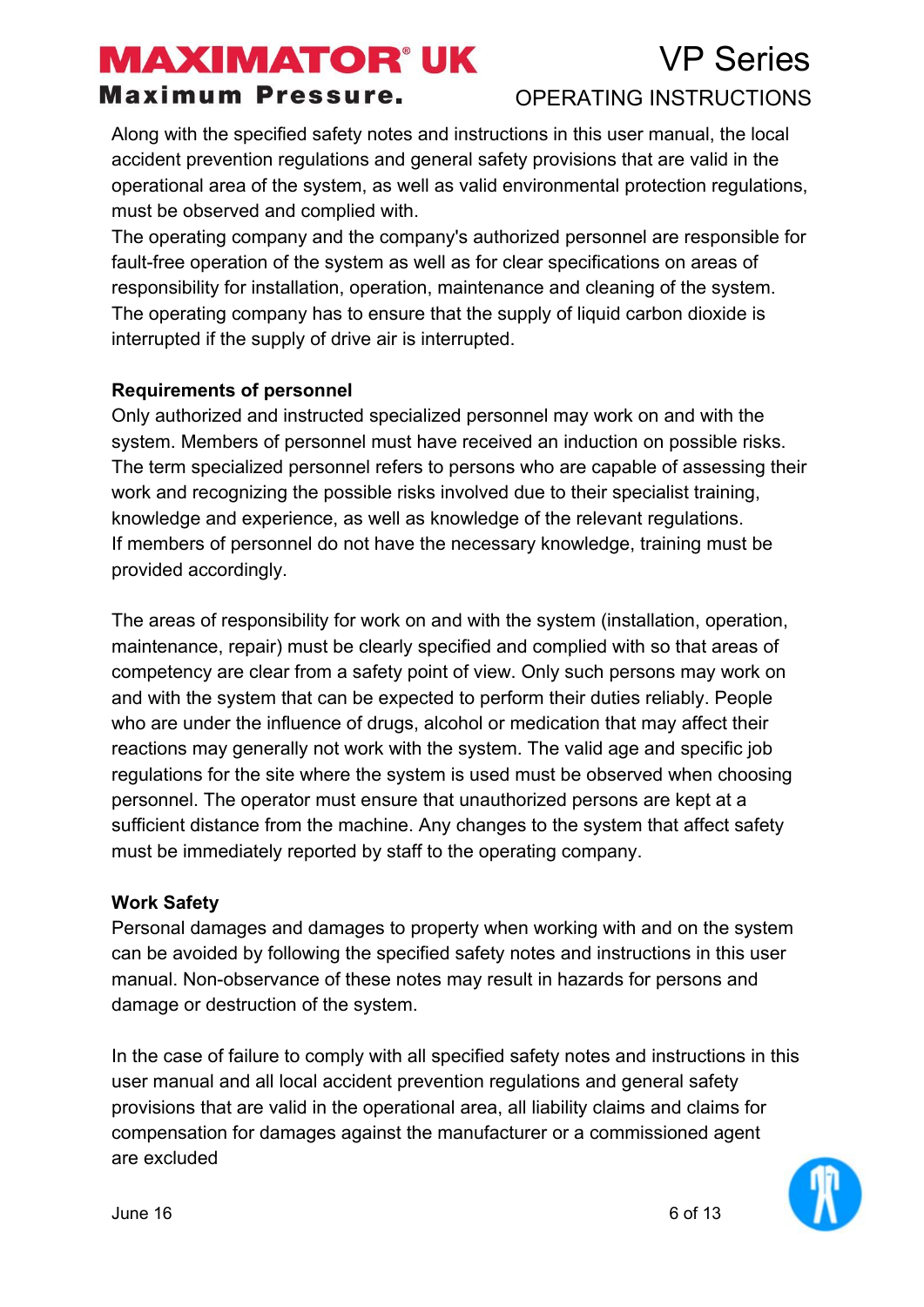Along with the specified safety notes and instructions in this user manual, the local accident prevention regulations and general safety provisions that are valid in the operational area of the system, as well as valid environmental protection regulations, must be observed and complied with.
The operating company and the company's authorized personnel are responsible for fault-free operation of the system as well as for clear specifications on areas of responsibility for installation, operation, maintenance and cleaning of the system.
The operating company has to ensure that the supply of liquid carbon dioxide is interrupted if the supply of drive air is interrupted.

**Requirements of personnel**
Only authorized and instructed specialized personnel may work on and with the system. Members of personnel must have received an induction on possible risks.
The term specialized personnel refers to persons who are capable of assessing their work and recognizing the possible risks involved due to their specialist training, knowledge and experience, as well as knowledge of the relevant regulations.
If members of personnel do not have the necessary knowledge, training must be provided accordingly.

The areas of responsibility for work on and with the system (installation, operation, maintenance, repair) must be clearly specified and complied with so that areas of competency are clear from a safety point of view. Only such persons may work on and with the system that can be expected to perform their duties reliably. People who are under the influence of drugs, alcohol or medication that may affect their reactions may generally not work with the system. The valid age and specific job regulations for the site where the system is used must be observed when choosing personnel. The operator must ensure that unauthorized persons are kept at a sufficient distance from the machine. Any changes to the system that affect safety must be immediately reported by staff to the operating company.

**Work Safety**
Personal damages and damages to property when working with and on the system can be avoided by following the specified safety notes and instructions in this user manual. Non-observance of these notes may result in hazards for persons and damage or destruction of the system.

In the case of failure to comply with all specified safety notes and instructions in this user manual and all local accident prevention regulations and general safety provisions that are valid in the operational area, all liability claims and claims for compensation for damages against the manufacturer or a commissioned agent are excluded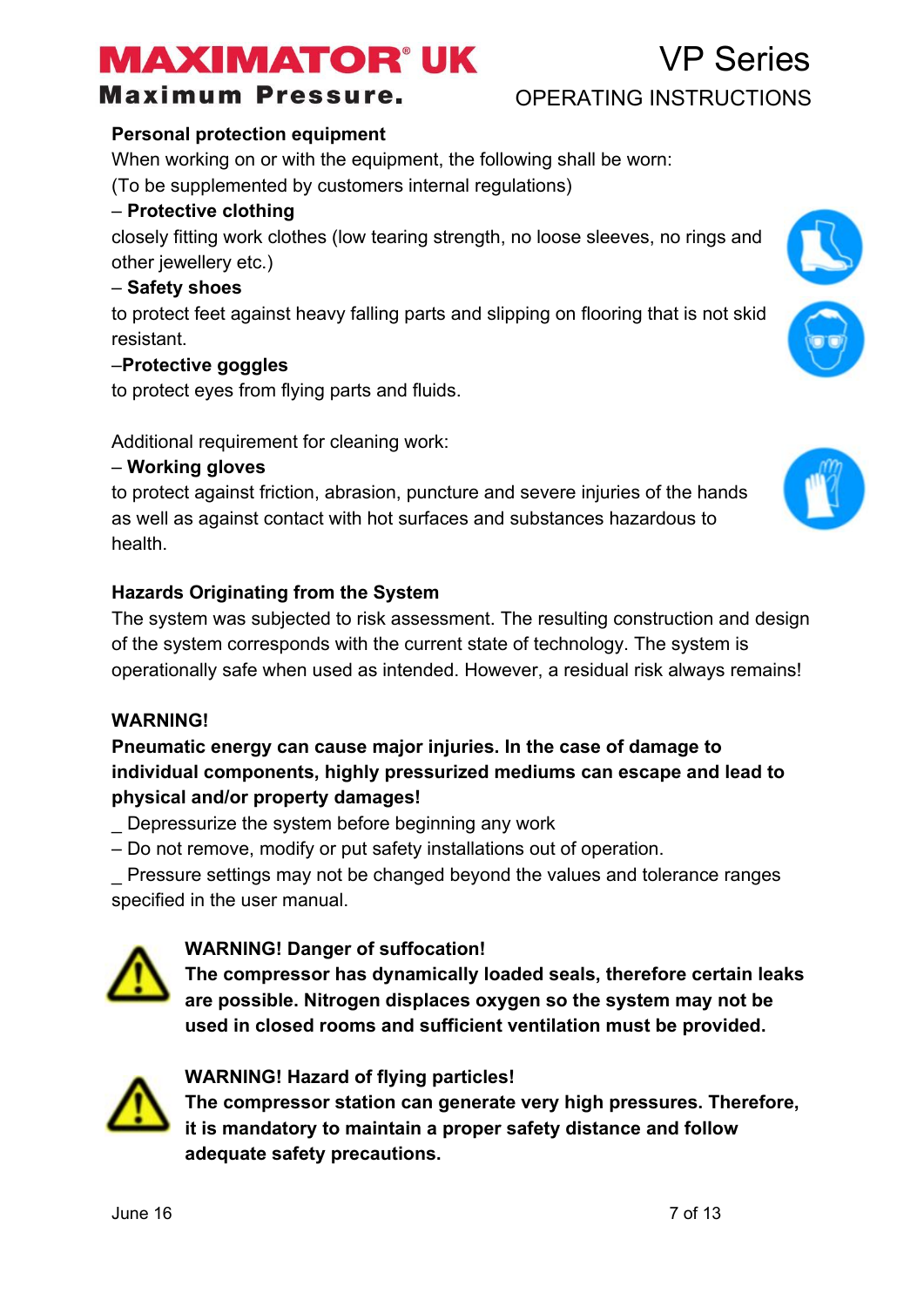**Personal protection equipment**

When working on or with the equipment, the following shall be worn:
(To be supplemented by customers internal regulations)

– **Protective clothing**

closely fitting work clothes (low tearing strength, no loose sleeves, no rings and other jewellery etc.)

– **Safety shoes**

to protect feet against heavy falling parts and slipping on flooring that is not skid resistant.

–**Protective goggles**

to protect eyes from flying parts and fluids.

Additional requirement for cleaning work:

– **Working gloves**

to protect against friction, abrasion, puncture and severe injuries of the hands as well as against contact with hot surfaces and substances hazardous to health.

**Hazards Originating from the System**

The system was subjected to risk assessment. The resulting construction and design of the system corresponds with the current state of technology. The system is operationally safe when used as intended. However, a residual risk always remains!

**WARNING!**

**Pneumatic energy can cause major injuries. In the case of damage to individual components, highly pressurized mediums can escape and lead to physical and/or property damages!**

_ Depressurize the system before beginning any work

– Do not remove, modify or put safety installations out of operation.

_ Pressure settings may not be changed beyond the values and tolerance ranges specified in the user manual.

**WARNING! Danger of suffocation!**
**The compressor has dynamically loaded seals, therefore certain leaks are possible. Nitrogen displaces oxygen so the system may not be used in closed rooms and sufficient ventilation must be provided.**

**WARNING! Hazard of flying particles!**
**The compressor station can generate very high pressures. Therefore, it is mandatory to maintain a proper safety distance and follow adequate safety precautions.**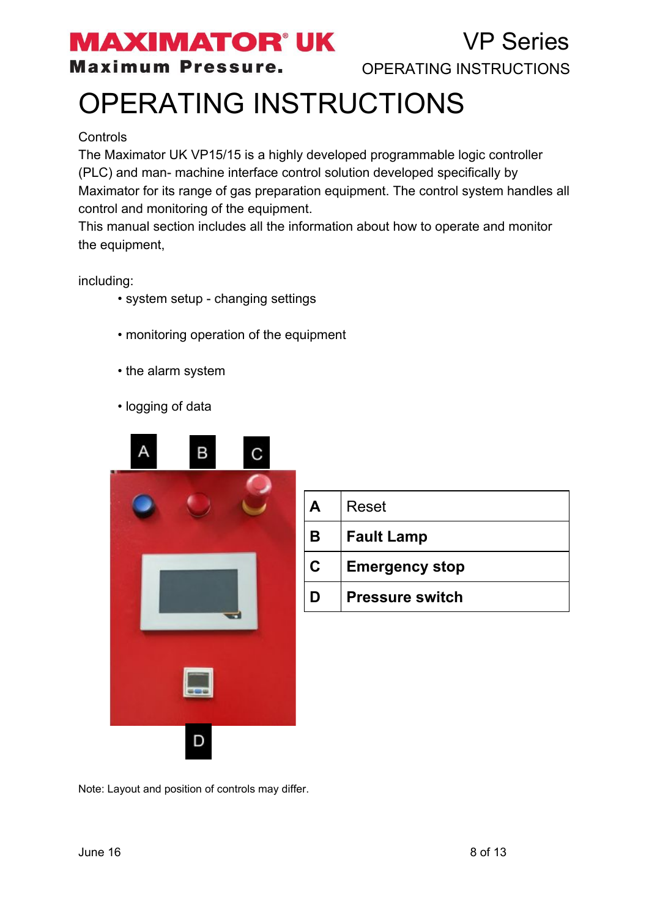# OPERATING INSTRUCTIONS

Controls

The Maximator UK VP15/15 is a highly developed programmable logic controller (PLC) and man- machine interface control solution developed specifically by Maximator for its range of gas preparation equipment. The control system handles all control and monitoring of the equipment.

This manual section includes all the information about how to operate and monitor the equipment,

including:

- system setup - changing settings
- monitoring operation of the equipment
- the alarm system
- logging of data

| | |
|---|---|
| **A** | Reset |
| **B** | **Fault Lamp** |
| **C** | **Emergency stop** |
| **D** | **Pressure switch** |

Note: Layout and position of controls may differ.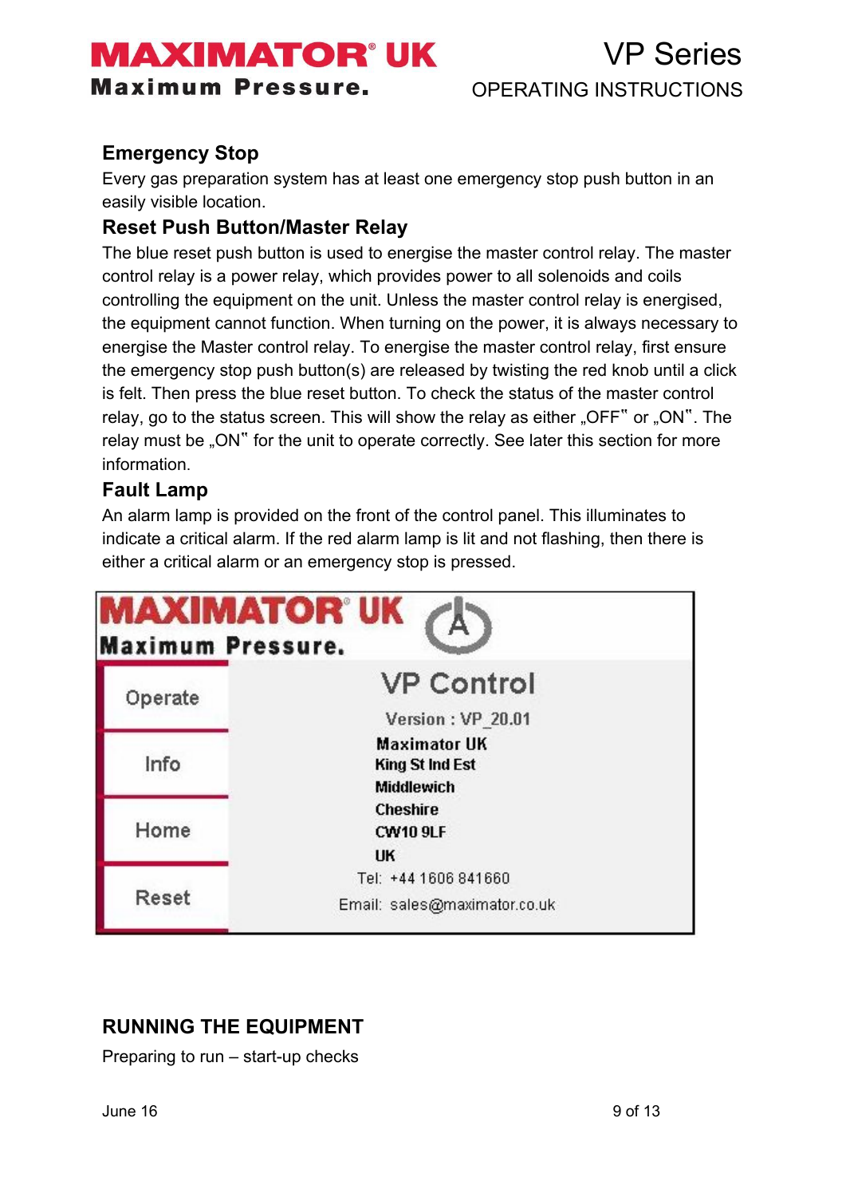### Emergency Stop

Every gas preparation system has at least one emergency stop push button in an easily visible location.

### Reset Push Button/Master Relay

The blue reset push button is used to energise the master control relay. The master control relay is a power relay, which provides power to all solenoids and coils controlling the equipment on the unit. Unless the master control relay is energised, the equipment cannot function. When turning on the power, it is always necessary to energise the Master control relay. To energise the master control relay, first ensure the emergency stop push button(s) are released by twisting the red knob until a click is felt. Then press the blue reset button. To check the status of the master control relay, go to the status screen. This will show the relay as either „OFF" or „ON". The relay must be „ON" for the unit to operate correctly. See later this section for more information.

### Fault Lamp

An alarm lamp is provided on the front of the control panel. This illuminates to indicate a critical alarm. If the red alarm lamp is lit and not flashing, then there is either a critical alarm or an emergency stop is pressed.

MAXIMATOR® UK
Maximum Pressure.

| | VP Control |
|---|---|
| Operate | Version : VP_20.01 |
| Info | Maximator UK<br>King St Ind Est<br>Middlewich |
| Home | Cheshire<br>CW10 9LF<br>UK |
| Reset | Tel: +44 1606 841660<br>Email: sales@maximator.co.uk |

## RUNNING THE EQUIPMENT

Preparing to run – start-up checks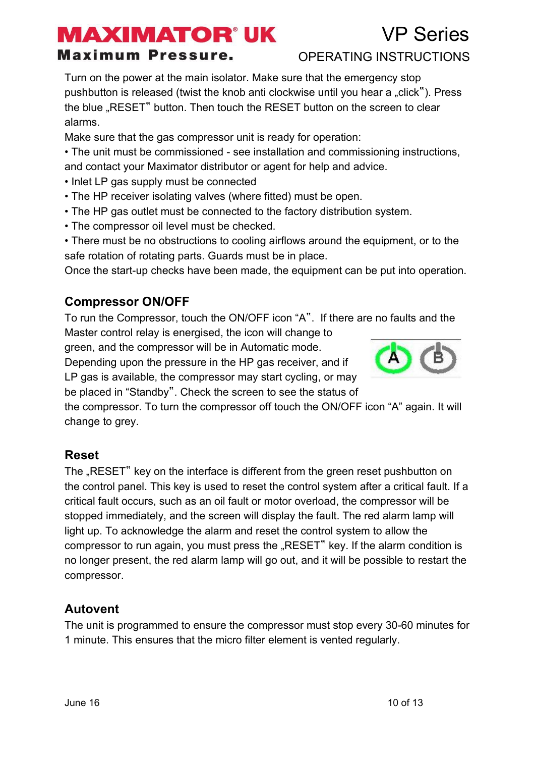Turn on the power at the main isolator. Make sure that the emergency stop pushbutton is released (twist the knob anti clockwise until you hear a „click‟). Press the blue „RESET‟ button. Then touch the RESET button on the screen to clear alarms.

Make sure that the gas compressor unit is ready for operation:

• The unit must be commissioned - see installation and commissioning instructions, and contact your Maximator distributor or agent for help and advice.
• Inlet LP gas supply must be connected
• The HP receiver isolating valves (where fitted) must be open.
• The HP gas outlet must be connected to the factory distribution system.
• The compressor oil level must be checked.
• There must be no obstructions to cooling airflows around the equipment, or to the safe rotation of rotating parts. Guards must be in place.

Once the start-up checks have been made, the equipment can be put into operation.

## Compressor ON/OFF

To run the Compressor, touch the ON/OFF icon "A‟. If there are no faults and the Master control relay is energised, the icon will change to green, and the compressor will be in Automatic mode. Depending upon the pressure in the HP gas receiver, and if LP gas is available, the compressor may start cycling, or may be placed in "Standby‟. Check the screen to see the status of the compressor. To turn the compressor off touch the ON/OFF icon "A" again. It will change to grey.

## Reset

The „RESET‟ key on the interface is different from the green reset pushbutton on the control panel. This key is used to reset the control system after a critical fault. If a critical fault occurs, such as an oil fault or motor overload, the compressor will be stopped immediately, and the screen will display the fault. The red alarm lamp will light up. To acknowledge the alarm and reset the control system to allow the compressor to run again, you must press the „RESET‟ key. If the alarm condition is no longer present, the red alarm lamp will go out, and it will be possible to restart the compressor.

## Autovent

The unit is programmed to ensure the compressor must stop every 30-60 minutes for 1 minute. This ensures that the micro filter element is vented regularly.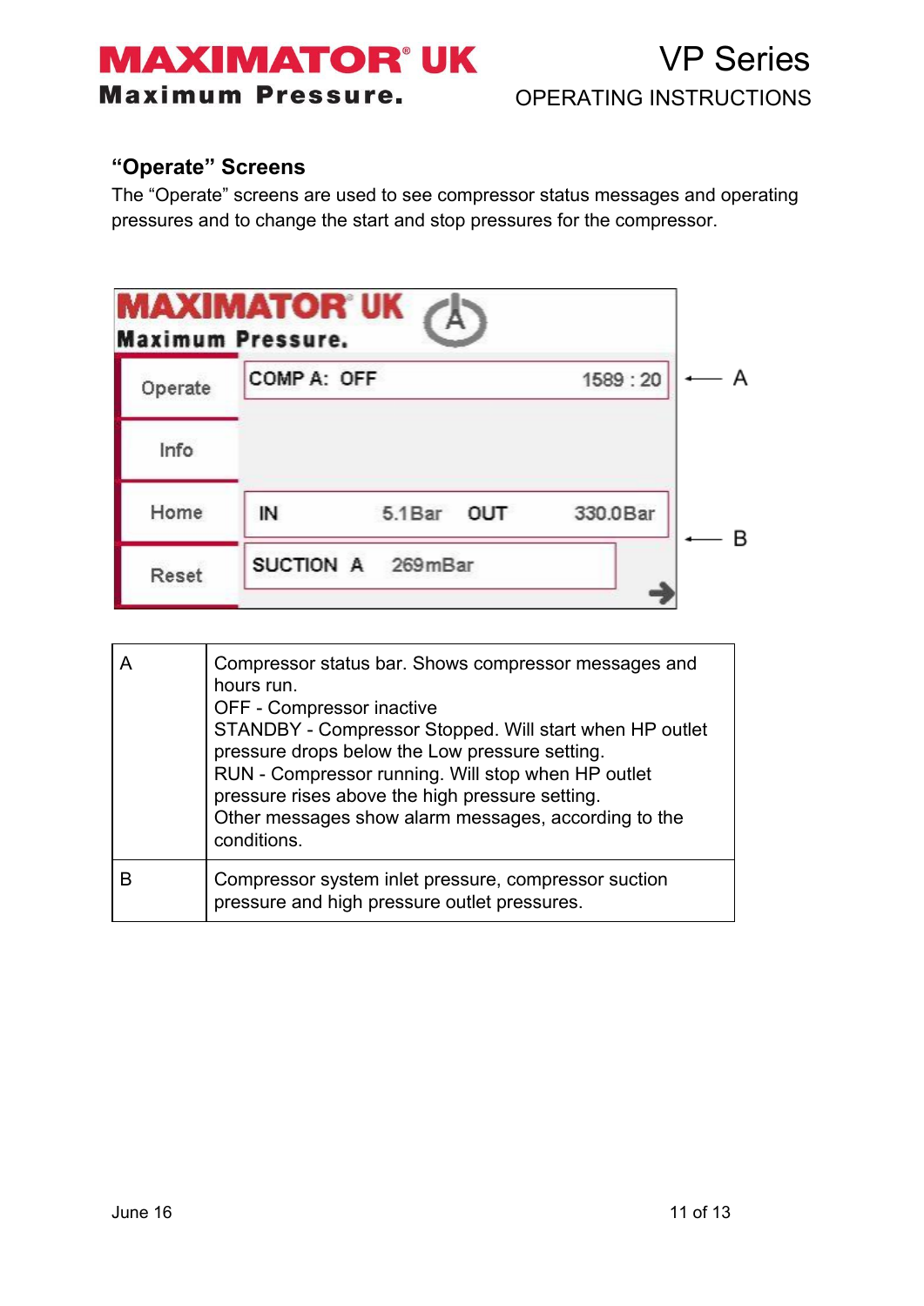### "Operate" Screens

The "Operate" screens are used to see compressor status messages and operating pressures and to change the start and stop pressures for the compressor.

| | |
|---|---|
| A | Compressor status bar. Shows compressor messages and hours run.<br>OFF - Compressor inactive<br>STANDBY - Compressor Stopped. Will start when HP outlet pressure drops below the Low pressure setting.<br>RUN - Compressor running. Will stop when HP outlet pressure rises above the high pressure setting.<br>Other messages show alarm messages, according to the conditions. |
| B | Compressor system inlet pressure, compressor suction pressure and high pressure outlet pressures. |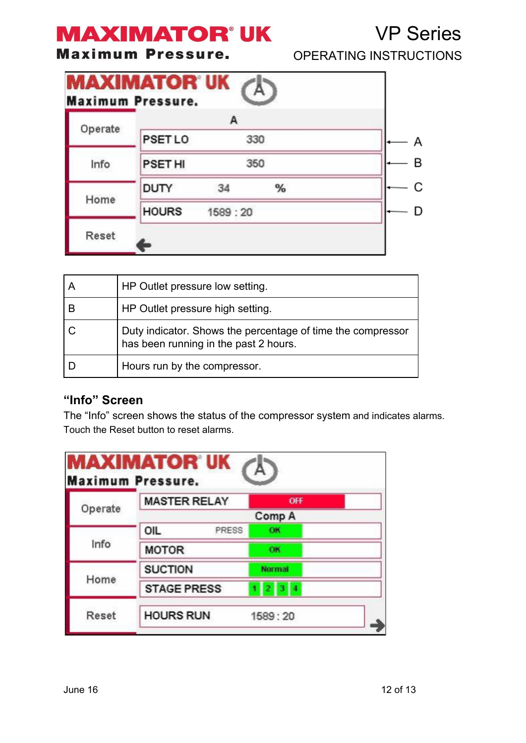| Operate | A | |
|---|---|---|
| Info | PSET LO 330 | ← A |
| Home | PSET HI 350 | ← B |
| Reset | DUTY 34 % | ← C |
| | HOURS 1589 : 20 | ← D |

| | |
|---|---|
| A | HP Outlet pressure low setting. |
| B | HP Outlet pressure high setting. |
| C | Duty indicator. Shows the percentage of time the compressor has been running in the past 2 hours. |
| D | Hours run by the compressor. |

### "Info" Screen

The "Info" screen shows the status of the compressor system and indicates alarms. Touch the Reset button to reset alarms.

| | | |
|---|---|---|
| Operate | MASTER RELAY | OFF |
| | | Comp A |
| Info | OIL PRESS | OK |
| | MOTOR | OK |
| Home | SUCTION | Normal |
| | STAGE PRESS | 1 2 3 4 |
| Reset | HOURS RUN | 1589 : 20 |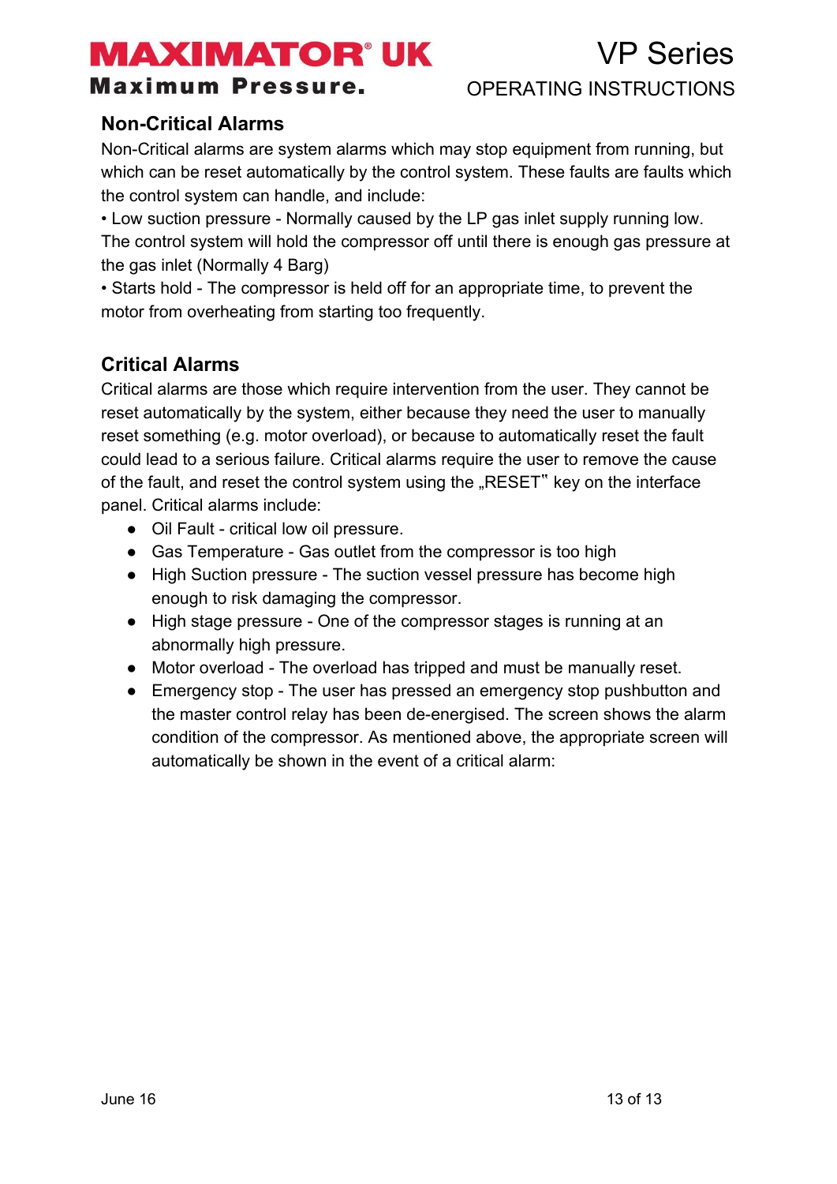## Non-Critical Alarms

Non-Critical alarms are system alarms which may stop equipment from running, but which can be reset automatically by the control system. These faults are faults which the control system can handle, and include:

• Low suction pressure - Normally caused by the LP gas inlet supply running low. The control system will hold the compressor off until there is enough gas pressure at the gas inlet (Normally 4 Barg)

• Starts hold - The compressor is held off for an appropriate time, to prevent the motor from overheating from starting too frequently.

## Critical Alarms

Critical alarms are those which require intervention from the user. They cannot be reset automatically by the system, either because they need the user to manually reset something (e.g. motor overload), or because to automatically reset the fault could lead to a serious failure. Critical alarms require the user to remove the cause of the fault, and reset the control system using the „RESET‟ key on the interface panel. Critical alarms include:

- Oil Fault - critical low oil pressure.
- Gas Temperature - Gas outlet from the compressor is too high
- High Suction pressure - The suction vessel pressure has become high enough to risk damaging the compressor.
- High stage pressure - One of the compressor stages is running at an abnormally high pressure.
- Motor overload - The overload has tripped and must be manually reset.
- Emergency stop - The user has pressed an emergency stop pushbutton and the master control relay has been de-energised. The screen shows the alarm condition of the compressor. As mentioned above, the appropriate screen will automatically be shown in the event of a critical alarm: